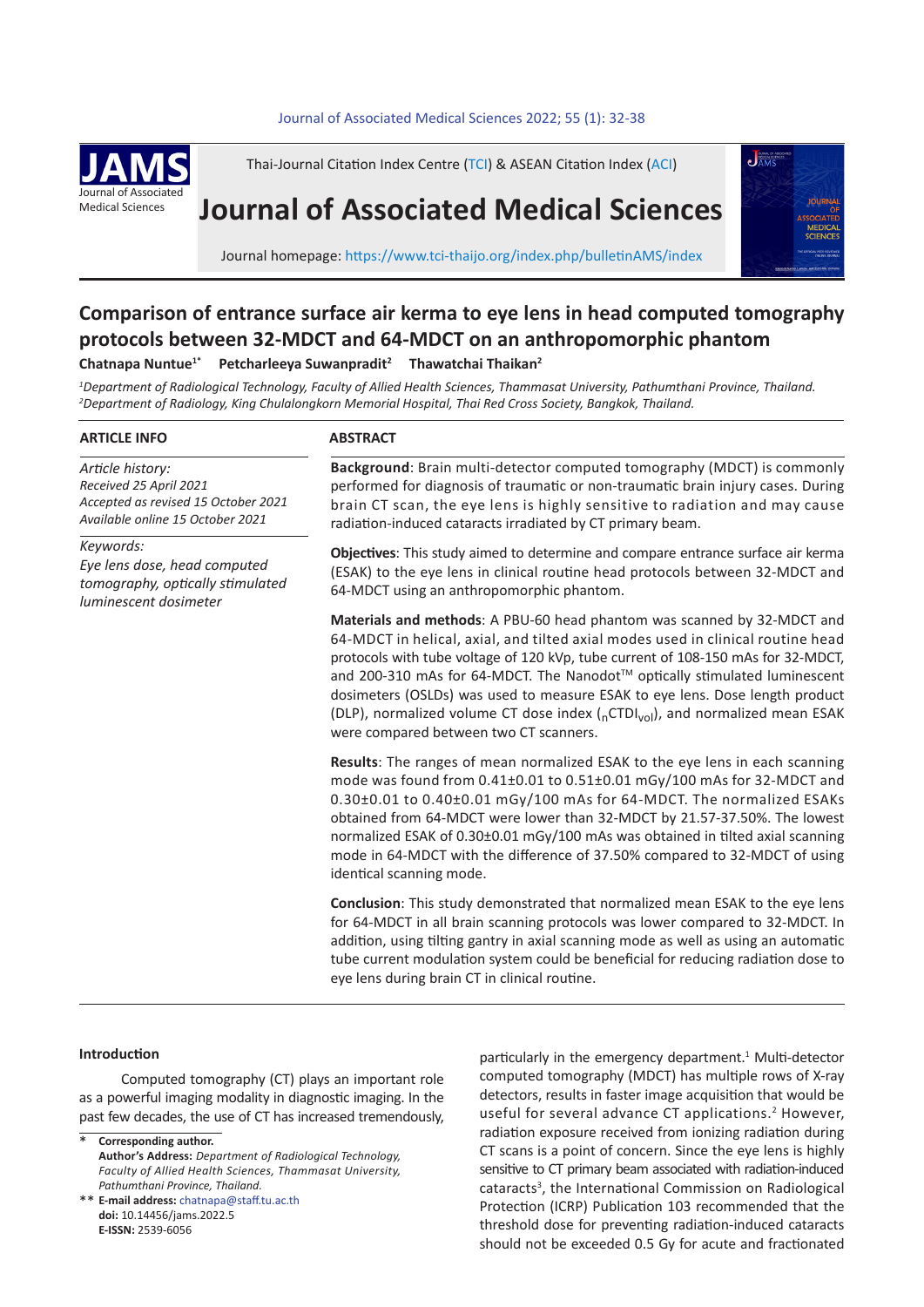Thai-Journal Citation Index Centre (TCI) & ASEAN Citation Index (ACI)

# Journal of Associated Medical Sciences

Journal homepage: https://www.tci-thaijo.org/index.php/bulletinAMS/index

## Comparison of entrance surface air kerma to eye lens in head computed tomography protocols between 32-MDCT and 64-MDCT on an anthropomorphic phantom

**Chatnapa Nuntue[1*] Petcharleeya Suwanpradit[2] Thawatchai Thaikan[2]**

*[1]Department of Radiological Technology, Faculty of Allied Health Sciences, Thammasat University, Pathumthani Province, Thailand.*
*[2]Department of Radiology, King Chulalongkorn Memorial Hospital, Thai Red Cross Society, Bangkok, Thailand.*

### ARTICLE INFO

*Article history:*
*Received 25 April 2021*
*Accepted as revised 15 October 2021*
*Available online 15 October 2021*

*Keywords:*
*Eye lens dose, head computed tomography, optically stimulated luminescent dosimeter*

### ABSTRACT

**Background**: Brain multi-detector computed tomography (MDCT) is commonly performed for diagnosis of traumatic or non-traumatic brain injury cases. During brain CT scan, the eye lens is highly sensitive to radiation and may cause radiation-induced cataracts irradiated by CT primary beam.

**Objectives**: This study aimed to determine and compare entrance surface air kerma (ESAK) to the eye lens in clinical routine head protocols between 32-MDCT and 64-MDCT using an anthropomorphic phantom.

**Materials and methods**: A PBU-60 head phantom was scanned by 32-MDCT and 64-MDCT in helical, axial, and tilted axial modes used in clinical routine head protocols with tube voltage of 120 kVp, tube current of 108-150 mAs for 32-MDCT, and 200-310 mAs for 64-MDCT. The Nanodot$^{TM}$ optically stimulated luminescent dosimeters (OSLDs) was used to measure ESAK to eye lens. Dose length product (DLP), normalized volume CT dose index ($_{n}CTDI_{vol}$), and normalized mean ESAK were compared between two CT scanners.

**Results**: The ranges of mean normalized ESAK to the eye lens in each scanning mode was found from 0.41±0.01 to 0.51±0.01 mGy/100 mAs for 32-MDCT and 0.30±0.01 to 0.40±0.01 mGy/100 mAs for 64-MDCT. The normalized ESAKs obtained from 64-MDCT were lower than 32-MDCT by 21.57-37.50%. The lowest normalized ESAK of 0.30±0.01 mGy/100 mAs was obtained in tilted axial scanning mode in 64-MDCT with the difference of 37.50% compared to 32-MDCT of using identical scanning mode.

**Conclusion**: This study demonstrated that normalized mean ESAK to the eye lens for 64-MDCT in all brain scanning protocols was lower compared to 32-MDCT. In addition, using tilting gantry in axial scanning mode as well as using an automatic tube current modulation system could be beneficial for reducing radiation dose to eye lens during brain CT in clinical routine.

### Introduction

Computed tomography (CT) plays an important role as a powerful imaging modality in diagnostic imaging. In the past few decades, the use of CT has increased tremendously, particularly in the emergency department.[1] Multi-detector computed tomography (MDCT) has multiple rows of X-ray detectors, results in faster image acquisition that would be useful for several advance CT applications.[2] However, radiation exposure received from ionizing radiation during CT scans is a point of concern. Since the eye lens is highly sensitive to CT primary beam associated with radiation-induced cataracts[3], the International Commission on Radiological Protection (ICRP) Publication 103 recommended that the threshold dose for preventing radiation-induced cataracts should not be exceeded 0.5 Gy for acute and fractionated

---

\* **Corresponding author.**
**Author's Address:** *Department of Radiological Technology, Faculty of Allied Health Sciences, Thammasat University, Pathumthani Province, Thailand.*
\*\* **E-mail address:** chatnapa@staff.tu.ac.th
**doi:** 10.14456/jams.2022.5
**E-ISSN:** 2539-6056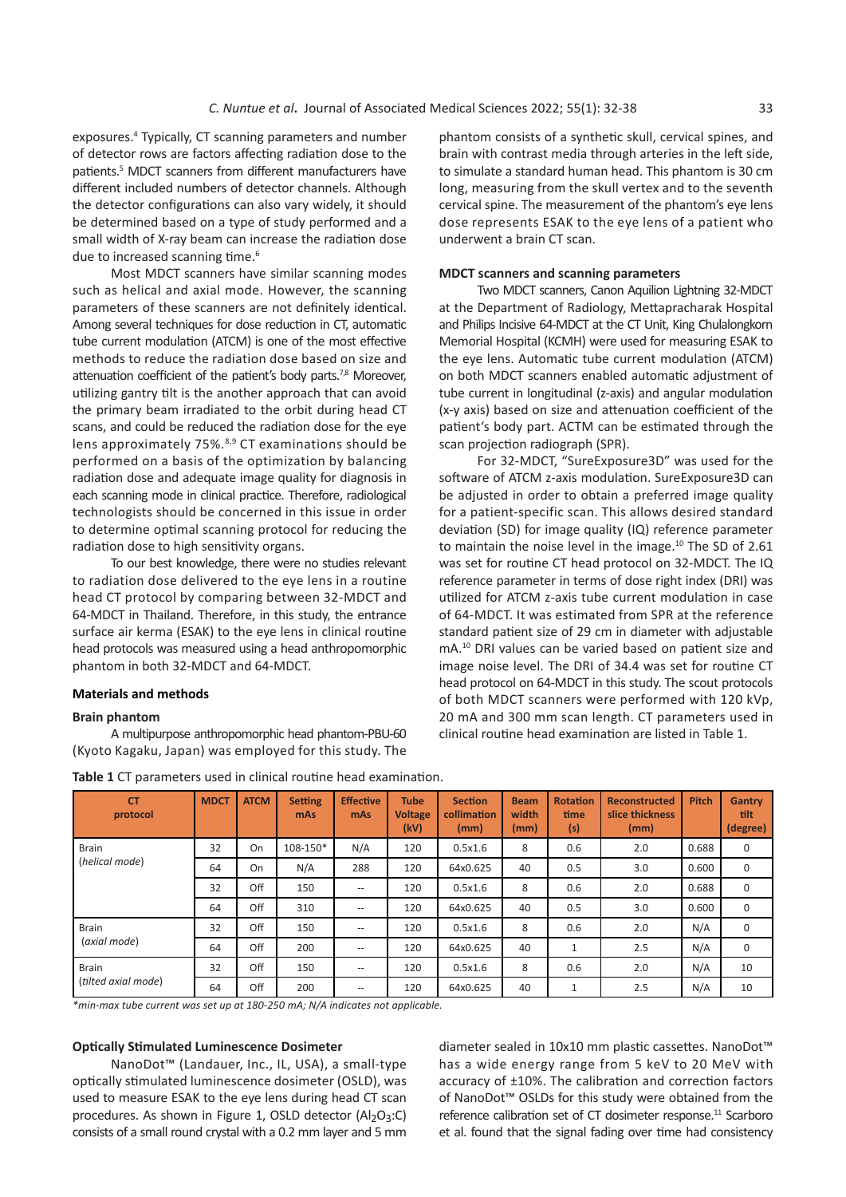exposures.[4] Typically, CT scanning parameters and number of detector rows are factors affecting radiation dose to the patients.[5] MDCT scanners from different manufacturers have different included numbers of detector channels. Although the detector configurations can also vary widely, it should be determined based on a type of study performed and a small width of X-ray beam can increase the radiation dose due to increased scanning time.[6]

Most MDCT scanners have similar scanning modes such as helical and axial mode. However, the scanning parameters of these scanners are not definitely identical. Among several techniques for dose reduction in CT, automatic tube current modulation (ATCM) is one of the most effective methods to reduce the radiation dose based on size and attenuation coefficient of the patient's body parts.[7,8] Moreover, utilizing gantry tilt is the another approach that can avoid the primary beam irradiated to the orbit during head CT scans, and could be reduced the radiation dose for the eye lens approximately 75%.[8,9] CT examinations should be performed on a basis of the optimization by balancing radiation dose and adequate image quality for diagnosis in each scanning mode in clinical practice. Therefore, radiological technologists should be concerned in this issue in order to determine optimal scanning protocol for reducing the radiation dose to high sensitivity organs.

To our best knowledge, there were no studies relevant to radiation dose delivered to the eye lens in a routine head CT protocol by comparing between 32-MDCT and 64-MDCT in Thailand. Therefore, in this study, the entrance surface air kerma (ESAK) to the eye lens in clinical routine head protocols was measured using a head anthropomorphic phantom in both 32-MDCT and 64-MDCT.

## Materials and methods

### Brain phantom

A multipurpose anthropomorphic head phantom-PBU-60 (Kyoto Kagaku, Japan) was employed for this study. The phantom consists of a synthetic skull, cervical spines, and brain with contrast media through arteries in the left side, to simulate a standard human head. This phantom is 30 cm long, measuring from the skull vertex and to the seventh cervical spine. The measurement of the phantom's eye lens dose represents ESAK to the eye lens of a patient who underwent a brain CT scan.

### MDCT scanners and scanning parameters

Two MDCT scanners, Canon Aquilion Lightning 32-MDCT at the Department of Radiology, Mettapracharak Hospital and Philips Incisive 64-MDCT at the CT Unit, King Chulalongkorn Memorial Hospital (KCMH) were used for measuring ESAK to the eye lens. Automatic tube current modulation (ATCM) on both MDCT scanners enabled automatic adjustment of tube current in longitudinal (z-axis) and angular modulation (x-y axis) based on size and attenuation coefficient of the patient's body part. ACTM can be estimated through the scan projection radiograph (SPR).

For 32-MDCT, "SureExposure3D" was used for the software of ATCM z-axis modulation. SureExposure3D can be adjusted in order to obtain a preferred image quality for a patient-specific scan. This allows desired standard deviation (SD) for image quality (IQ) reference parameter to maintain the noise level in the image.[10] The SD of 2.61 was set for routine CT head protocol on 32-MDCT. The IQ reference parameter in terms of dose right index (DRI) was utilized for ATCM z-axis tube current modulation in case of 64-MDCT. It was estimated from SPR at the reference standard patient size of 29 cm in diameter with adjustable mA.[10] DRI values can be varied based on patient size and image noise level. The DRI of 34.4 was set for routine CT head protocol on 64-MDCT in this study. The scout protocols of both MDCT scanners were performed with 120 kVp, 20 mA and 300 mm scan length. CT parameters used in clinical routine head examination are listed in Table 1.

**Table 1** CT parameters used in clinical routine head examination.

| CT protocol | MDCT | ATCM | Setting mAs | Effective mAs | Tube Voltage (kV) | Section collimation (mm) | Beam width (mm) | Rotation time (s) | Reconstructed slice thickness (mm) | Pitch | Gantry tilt (degree) |
|---|---|---|---|---|---|---|---|---|---|---|---|
| Brain (*helical mode*) | 32 | On | 108-150* | N/A | 120 | 0.5x1.6 | 8 | 0.6 | 2.0 | 0.688 | 0 |
| | 64 | On | N/A | 288 | 120 | 64x0.625 | 40 | 0.5 | 3.0 | 0.600 | 0 |
| | 32 | Off | 150 | -- | 120 | 0.5x1.6 | 8 | 0.6 | 2.0 | 0.688 | 0 |
| | 64 | Off | 310 | -- | 120 | 64x0.625 | 40 | 0.5 | 3.0 | 0.600 | 0 |
| Brain (*axial mode*) | 32 | Off | 150 | -- | 120 | 0.5x1.6 | 8 | 0.6 | 2.0 | N/A | 0 |
| | 64 | Off | 200 | -- | 120 | 64x0.625 | 40 | 1 | 2.5 | N/A | 0 |
| Brain (*tilted axial mode*) | 32 | Off | 150 | -- | 120 | 0.5x1.6 | 8 | 0.6 | 2.0 | N/A | 10 |
| | 64 | Off | 200 | -- | 120 | 64x0.625 | 40 | 1 | 2.5 | N/A | 10 |

*\*min-max tube current was set up at 180-250 mA; N/A indicates not applicable.*

### Optically Stimulated Luminescence Dosimeter

NanoDot™ (Landauer, Inc., IL, USA), a small-type optically stimulated luminescence dosimeter (OSLD), was used to measure ESAK to the eye lens during head CT scan procedures. As shown in Figure 1, OSLD detector ($Al_2O_3$:C) consists of a small round crystal with a 0.2 mm layer and 5 mm diameter sealed in 10x10 mm plastic cassettes. NanoDot™ has a wide energy range from 5 keV to 20 MeV with accuracy of ±10%. The calibration and correction factors of NanoDot™ OSLDs for this study were obtained from the reference calibration set of CT dosimeter response.[11] Scarboro et al. found that the signal fading over time had consistency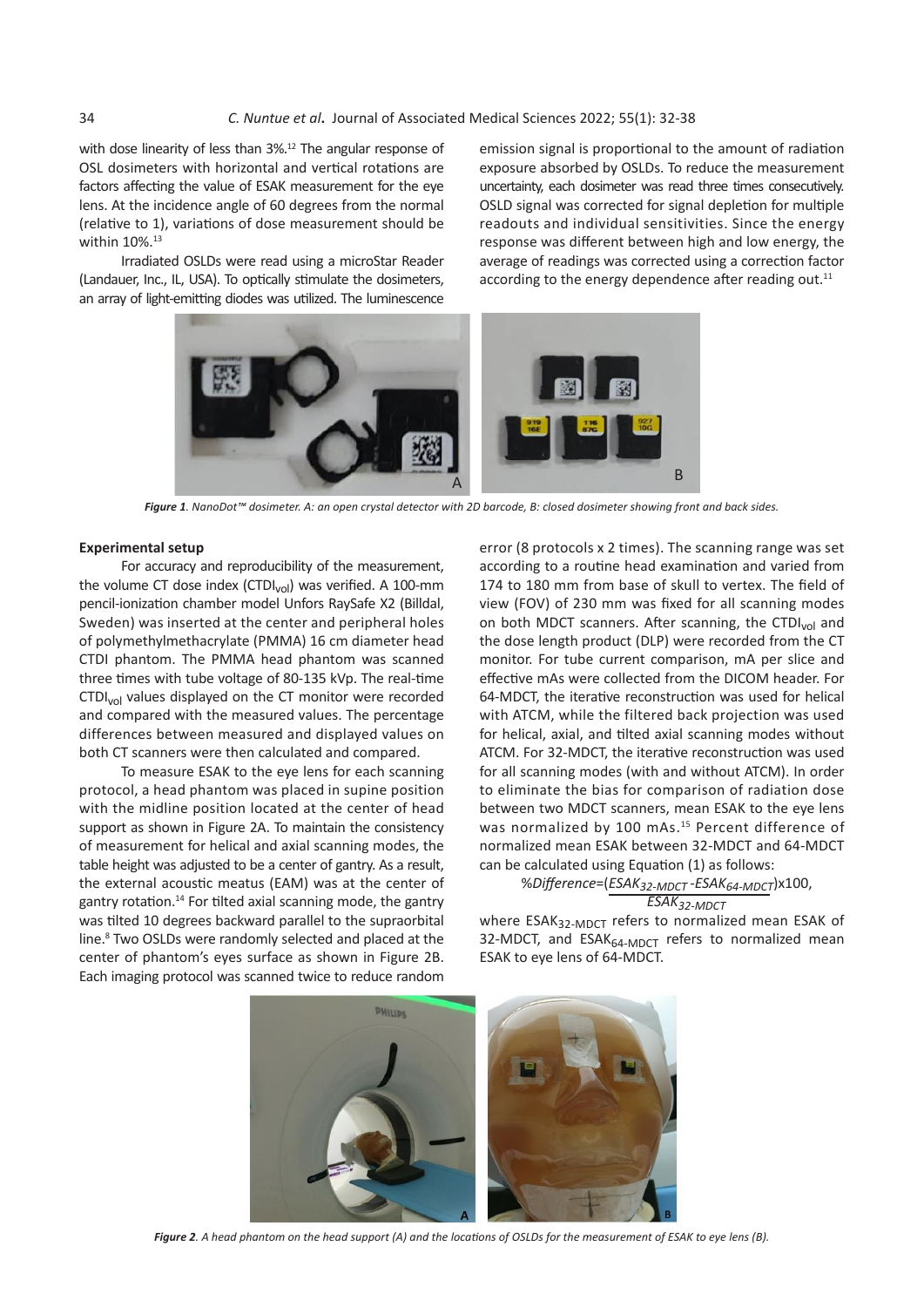with dose linearity of less than 3%.[12] The angular response of OSL dosimeters with horizontal and vertical rotations are factors affecting the value of ESAK measurement for the eye lens. At the incidence angle of 60 degrees from the normal (relative to 1), variations of dose measurement should be within 10%.[13]

Irradiated OSLDs were read using a microStar Reader (Landauer, Inc., IL, USA). To optically stimulate the dosimeters, an array of light-emitting diodes was utilized. The luminescence emission signal is proportional to the amount of radiation exposure absorbed by OSLDs. To reduce the measurement uncertainty, each dosimeter was read three times consecutively. OSLD signal was corrected for signal depletion for multiple readouts and individual sensitivities. Since the energy response was different between high and low energy, the average of readings was corrected using a correction factor according to the energy dependence after reading out.[11]

***Figure 1**. NanoDot™ dosimeter. A: an open crystal detector with 2D barcode, B: closed dosimeter showing front and back sides.*

**Experimental setup**

For accuracy and reproducibility of the measurement, the volume CT dose index ($CTDI_{vol}$) was verified. A 100-mm pencil-ionization chamber model Unfors RaySafe X2 (Billdal, Sweden) was inserted at the center and peripheral holes of polymethylmethacrylate (PMMA) 16 cm diameter head CTDI phantom. The PMMA head phantom was scanned three times with tube voltage of 80-135 kVp. The real-time $CTDI_{vol}$ values displayed on the CT monitor were recorded and compared with the measured values. The percentage differences between measured and displayed values on both CT scanners were then calculated and compared.

To measure ESAK to the eye lens for each scanning protocol, a head phantom was placed in supine position with the midline position located at the center of head support as shown in Figure 2A. To maintain the consistency of measurement for helical and axial scanning modes, the table height was adjusted to be a center of gantry. As a result, the external acoustic meatus (EAM) was at the center of gantry rotation.[14] For tilted axial scanning mode, the gantry was tilted 10 degrees backward parallel to the supraorbital line.[8] Two OSLDs were randomly selected and placed at the center of phantom's eyes surface as shown in Figure 2B. Each imaging protocol was scanned twice to reduce random error (8 protocols x 2 times). The scanning range was set according to a routine head examination and varied from 174 to 180 mm from base of skull to vertex. The field of view (FOV) of 230 mm was fixed for all scanning modes on both MDCT scanners. After scanning, the $CTDI_{vol}$ and the dose length product (DLP) were recorded from the CT monitor. For tube current comparison, mA per slice and effective mAs were collected from the DICOM header. For 64-MDCT, the iterative reconstruction was used for helical with ATCM, while the filtered back projection was used for helical, axial, and tilted axial scanning modes without ATCM. For 32-MDCT, the iterative reconstruction was used for all scanning modes (with and without ATCM). In order to eliminate the bias for comparison of radiation dose between two MDCT scanners, mean ESAK to the eye lens was normalized by 100 mAs.[15] Percent difference of normalized mean ESAK between 32-MDCT and 64-MDCT can be calculated using Equation (1) as follows:

$$\%Difference = \frac{(ESAK_{32\text{-}MDCT} - ESAK_{64\text{-}MDCT})}{ESAK_{32\text{-}MDCT}} \times 100,$$

where $ESAK_{32\text{-}MDCT}$ refers to normalized mean ESAK of 32-MDCT, and $ESAK_{64\text{-}MDCT}$ refers to normalized mean ESAK to eye lens of 64-MDCT.

***Figure 2**. A head phantom on the head support (A) and the locations of OSLDs for the measurement of ESAK to eye lens (B).*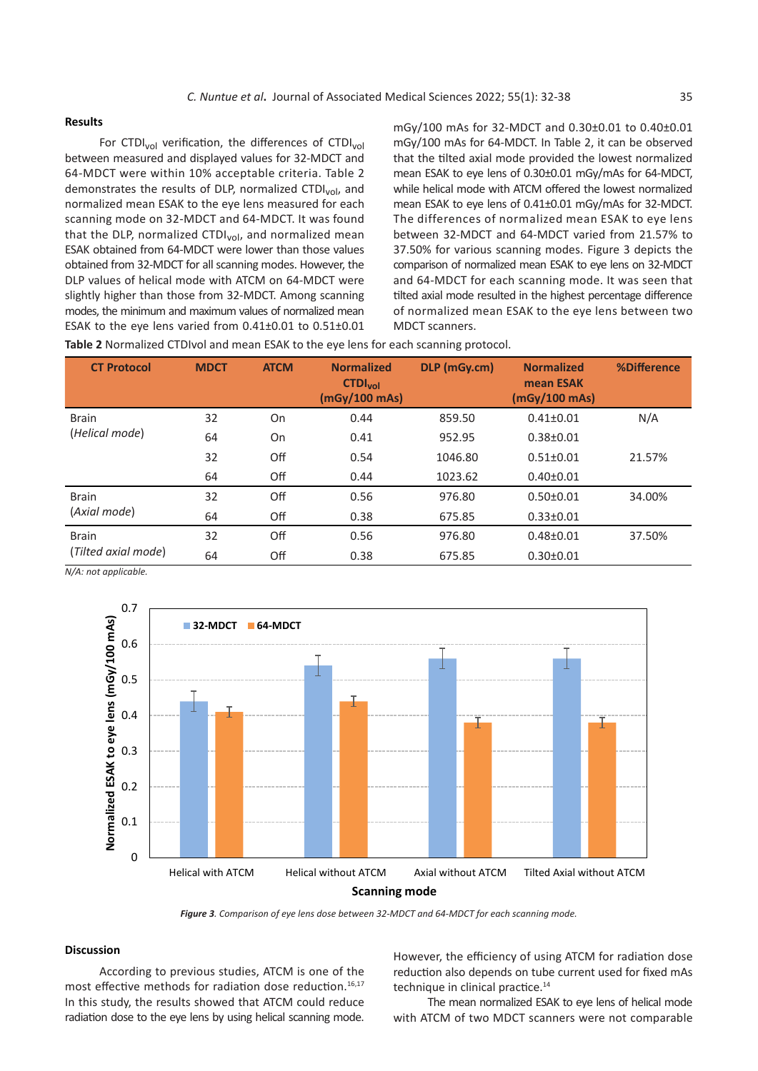## Results

For $CTDI_{vol}$ verification, the differences of $CTDI_{vol}$ between measured and displayed values for 32-MDCT and 64-MDCT were within 10% acceptable criteria. Table 2 demonstrates the results of DLP, normalized $CTDI_{vol}$, and normalized mean ESAK to the eye lens measured for each scanning mode on 32-MDCT and 64-MDCT. It was found that the DLP, normalized $CTDI_{vol}$, and normalized mean ESAK obtained from 64-MDCT were lower than those values obtained from 32-MDCT for all scanning modes. However, the DLP values of helical mode with ATCM on 64-MDCT were slightly higher than those from 32-MDCT. Among scanning modes, the minimum and maximum values of normalized mean ESAK to the eye lens varied from 0.41±0.01 to 0.51±0.01 mGy/100 mAs for 32-MDCT and 0.30±0.01 to 0.40±0.01 mGy/100 mAs for 64-MDCT. In Table 2, it can be observed that the tilted axial mode provided the lowest normalized mean ESAK to eye lens of 0.30±0.01 mGy/mAs for 64-MDCT, while helical mode with ATCM offered the lowest normalized mean ESAK to eye lens of 0.41±0.01 mGy/mAs for 32-MDCT. The differences of normalized mean ESAK to eye lens between 32-MDCT and 64-MDCT varied from 21.57% to 37.50% for various scanning modes. Figure 3 depicts the comparison of normalized mean ESAK to eye lens on 32-MDCT and 64-MDCT for each scanning mode. It was seen that tilted axial mode resulted in the highest percentage difference of normalized mean ESAK to the eye lens between two MDCT scanners.

**Table 2** Normalized CTDIvol and mean ESAK to the eye lens for each scanning protocol.

| CT Protocol | MDCT | ATCM | Normalized $CTDI_{vol}$ (mGy/100 mAs) | DLP (mGy.cm) | Normalized mean ESAK (mGy/100 mAs) | %Difference |
|---|---|---|---|---|---|---|
| Brain (*Helical mode*) | 32 | On | 0.44 | 859.50 | 0.41±0.01 | N/A |
| | 64 | On | 0.41 | 952.95 | 0.38±0.01 | |
| | 32 | Off | 0.54 | 1046.80 | 0.51±0.01 | 21.57% |
| | 64 | Off | 0.44 | 1023.62 | 0.40±0.01 | |
| Brain (*Axial mode*) | 32 | Off | 0.56 | 976.80 | 0.50±0.01 | 34.00% |
| | 64 | Off | 0.38 | 675.85 | 0.33±0.01 | |
| Brain (*Tilted axial mode*) | 32 | Off | 0.56 | 976.80 | 0.48±0.01 | 37.50% |
| | 64 | Off | 0.38 | 675.85 | 0.30±0.01 | |

*N/A: not applicable.*

***Figure 3****. Comparison of eye lens dose between 32-MDCT and 64-MDCT for each scanning mode.*

## Discussion

According to previous studies, ATCM is one of the most effective methods for radiation dose reduction.[16,17] In this study, the results showed that ATCM could reduce radiation dose to the eye lens by using helical scanning mode. However, the efficiency of using ATCM for radiation dose reduction also depends on tube current used for fixed mAs technique in clinical practice.[14]

The mean normalized ESAK to eye lens of helical mode with ATCM of two MDCT scanners were not comparable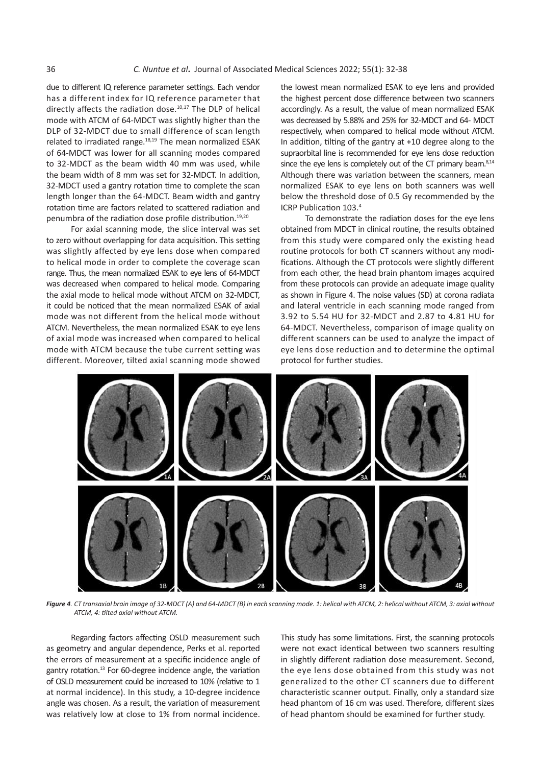due to different IQ reference parameter settings. Each vendor has a different index for IQ reference parameter that directly affects the radiation dose.[10,17] The DLP of helical mode with ATCM of 64-MDCT was slightly higher than the DLP of 32-MDCT due to small difference of scan length related to irradiated range.[18,19] The mean normalized ESAK of 64-MDCT was lower for all scanning modes compared to 32-MDCT as the beam width 40 mm was used, while the beam width of 8 mm was set for 32-MDCT. In addition, 32-MDCT used a gantry rotation time to complete the scan length longer than the 64-MDCT. Beam width and gantry rotation time are factors related to scattered radiation and penumbra of the radiation dose profile distribution.[19,20]

For axial scanning mode, the slice interval was set to zero without overlapping for data acquisition. This setting was slightly affected by eye lens dose when compared to helical mode in order to complete the coverage scan range. Thus, the mean normalized ESAK to eye lens of 64-MDCT was decreased when compared to helical mode. Comparing the axial mode to helical mode without ATCM on 32-MDCT, it could be noticed that the mean normalized ESAK of axial mode was not different from the helical mode without ATCM. Nevertheless, the mean normalized ESAK to eye lens of axial mode was increased when compared to helical mode with ATCM because the tube current setting was different. Moreover, tilted axial scanning mode showed the lowest mean normalized ESAK to eye lens and provided the highest percent dose difference between two scanners accordingly. As a result, the value of mean normalized ESAK was decreased by 5.88% and 25% for 32-MDCT and 64- MDCT respectively, when compared to helical mode without ATCM. In addition, tilting of the gantry at +10 degree along to the supraorbital line is recommended for eye lens dose reduction since the eye lens is completely out of the CT primary beam.[8,14] Although there was variation between the scanners, mean normalized ESAK to eye lens on both scanners was well below the threshold dose of 0.5 Gy recommended by the ICRP Publication 103.[4]

To demonstrate the radiation doses for the eye lens obtained from MDCT in clinical routine, the results obtained from this study were compared only the existing head routine protocols for both CT scanners without any modifications. Although the CT protocols were slightly different from each other, the head brain phantom images acquired from these protocols can provide an adequate image quality as shown in Figure 4. The noise values (SD) at corona radiata and lateral ventricle in each scanning mode ranged from 3.92 to 5.54 HU for 32-MDCT and 2.87 to 4.81 HU for 64-MDCT. Nevertheless, comparison of image quality on different scanners can be used to analyze the impact of eye lens dose reduction and to determine the optimal protocol for further studies.

***Figure 4****. CT transaxial brain image of 32-MDCT (A) and 64-MDCT (B) in each scanning mode. 1: helical with ATCM, 2: helical without ATCM, 3: axial without ATCM, 4: tilted axial without ATCM.*

Regarding factors affecting OSLD measurement such as geometry and angular dependence, Perks et al. reported the errors of measurement at a specific incidence angle of gantry rotation.[13] For 60-degree incidence angle, the variation of OSLD measurement could be increased to 10% (relative to 1 at normal incidence). In this study, a 10-degree incidence angle was chosen. As a result, the variation of measurement was relatively low at close to 1% from normal incidence. This study has some limitations. First, the scanning protocols were not exact identical between two scanners resulting in slightly different radiation dose measurement. Second, the eye lens dose obtained from this study was not generalized to the other CT scanners due to different characteristic scanner output. Finally, only a standard size head phantom of 16 cm was used. Therefore, different sizes of head phantom should be examined for further study.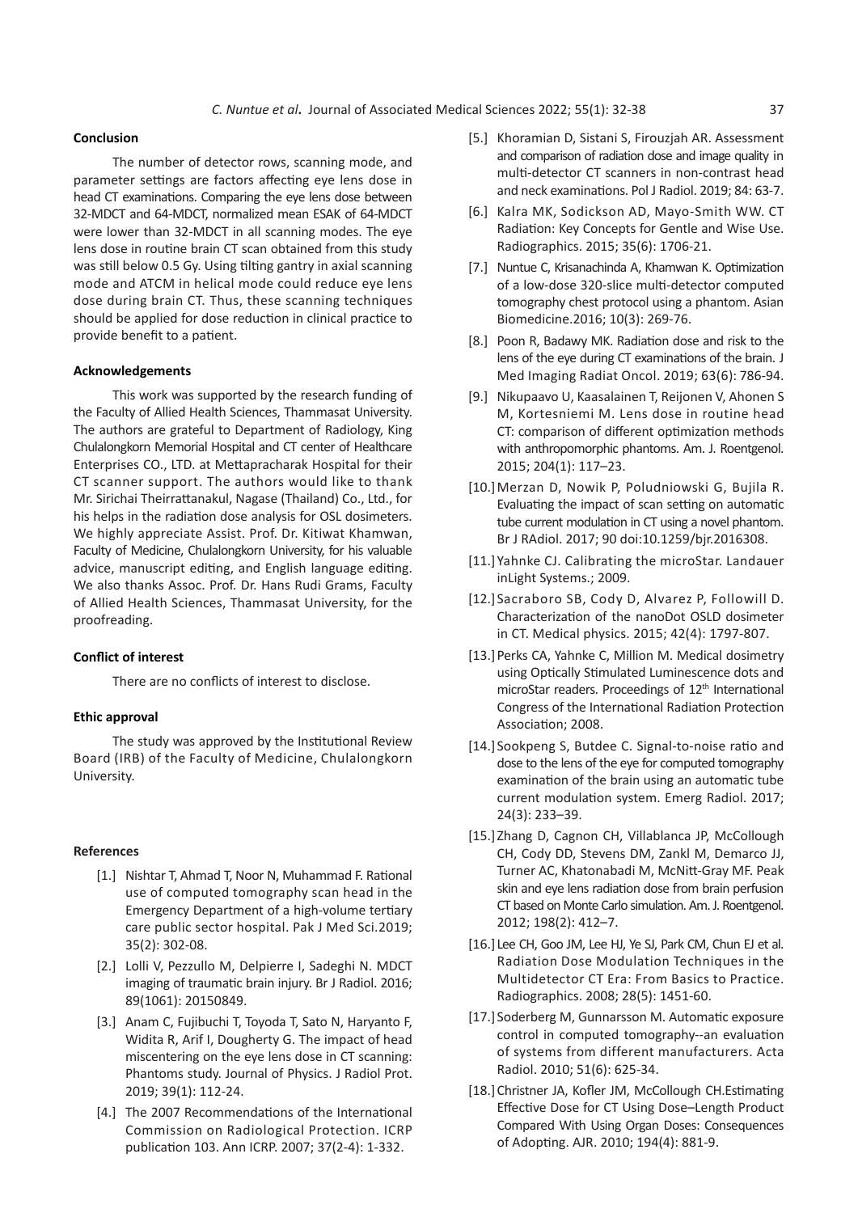## Conclusion

The number of detector rows, scanning mode, and parameter settings are factors affecting eye lens dose in head CT examinations. Comparing the eye lens dose between 32-MDCT and 64-MDCT, normalized mean ESAK of 64-MDCT were lower than 32-MDCT in all scanning modes. The eye lens dose in routine brain CT scan obtained from this study was still below 0.5 Gy. Using tilting gantry in axial scanning mode and ATCM in helical mode could reduce eye lens dose during brain CT. Thus, these scanning techniques should be applied for dose reduction in clinical practice to provide benefit to a patient.

## Acknowledgements

This work was supported by the research funding of the Faculty of Allied Health Sciences, Thammasat University. The authors are grateful to Department of Radiology, King Chulalongkorn Memorial Hospital and CT center of Healthcare Enterprises CO., LTD. at Mettapracharak Hospital for their CT scanner support. The authors would like to thank Mr. Sirichai Theirrattanakul, Nagase (Thailand) Co., Ltd., for his helps in the radiation dose analysis for OSL dosimeters. We highly appreciate Assist. Prof. Dr. Kitiwat Khamwan, Faculty of Medicine, Chulalongkorn University, for his valuable advice, manuscript editing, and English language editing. We also thanks Assoc. Prof. Dr. Hans Rudi Grams, Faculty of Allied Health Sciences, Thammasat University, for the proofreading.

## Conflict of interest

There are no conflicts of interest to disclose.

## Ethic approval

The study was approved by the Institutional Review Board (IRB) of the Faculty of Medicine, Chulalongkorn University.

## References

[1.] Nishtar T, Ahmad T, Noor N, Muhammad F. Rational use of computed tomography scan head in the Emergency Department of a high-volume tertiary care public sector hospital. Pak J Med Sci.2019; 35(2): 302-08.

[2.] Lolli V, Pezzullo M, Delpierre I, Sadeghi N. MDCT imaging of traumatic brain injury. Br J Radiol. 2016; 89(1061): 20150849.

[3.] Anam C, Fujibuchi T, Toyoda T, Sato N, Haryanto F, Widita R, Arif I, Dougherty G. The impact of head miscentering on the eye lens dose in CT scanning: Phantoms study. Journal of Physics. J Radiol Prot. 2019; 39(1): 112-24.

[4.] The 2007 Recommendations of the International Commission on Radiological Protection. ICRP publication 103. Ann ICRP. 2007; 37(2-4): 1-332.

[5.] Khoramian D, Sistani S, Firouzjah AR. Assessment and comparison of radiation dose and image quality in multi-detector CT scanners in non-contrast head and neck examinations. Pol J Radiol. 2019; 84: 63-7.

[6.] Kalra MK, Sodickson AD, Mayo-Smith WW. CT Radiation: Key Concepts for Gentle and Wise Use. Radiographics. 2015; 35(6): 1706-21.

[7.] Nuntue C, Krisanachinda A, Khamwan K. Optimization of a low-dose 320-slice multi-detector computed tomography chest protocol using a phantom. Asian Biomedicine.2016; 10(3): 269-76.

[8.] Poon R, Badawy MK. Radiation dose and risk to the lens of the eye during CT examinations of the brain. J Med Imaging Radiat Oncol. 2019; 63(6): 786-94.

[9.] Nikupaavo U, Kaasalainen T, Reijonen V, Ahonen S M, Kortesniemi M. Lens dose in routine head CT: comparison of different optimization methods with anthropomorphic phantoms. Am. J. Roentgenol. 2015; 204(1): 117–23.

[10.] Merzan D, Nowik P, Poludniowski G, Bujila R. Evaluating the impact of scan setting on automatic tube current modulation in CT using a novel phantom. Br J RAdiol. 2017; 90 doi:10.1259/bjr.2016308.

[11.] Yahnke CJ. Calibrating the microStar. Landauer inLight Systems.; 2009.

[12.] Sacraboro SB, Cody D, Alvarez P, Followill D. Characterization of the nanoDot OSLD dosimeter in CT. Medical physics. 2015; 42(4): 1797-807.

[13.] Perks CA, Yahnke C, Million M. Medical dosimetry using Optically Stimulated Luminescence dots and microStar readers. Proceedings of 12th International Congress of the International Radiation Protection Association; 2008.

[14.] Sookpeng S, Butdee C. Signal-to-noise ratio and dose to the lens of the eye for computed tomography examination of the brain using an automatic tube current modulation system. Emerg Radiol. 2017; 24(3): 233–39.

[15.] Zhang D, Cagnon CH, Villablanca JP, McCollough CH, Cody DD, Stevens DM, Zankl M, Demarco JJ, Turner AC, Khatonabadi M, McNitt-Gray MF. Peak skin and eye lens radiation dose from brain perfusion CT based on Monte Carlo simulation. Am. J. Roentgenol. 2012; 198(2): 412–7.

[16.] Lee CH, Goo JM, Lee HJ, Ye SJ, Park CM, Chun EJ et al. Radiation Dose Modulation Techniques in the Multidetector CT Era: From Basics to Practice. Radiographics. 2008; 28(5): 1451-60.

[17.] Soderberg M, Gunnarsson M. Automatic exposure control in computed tomography--an evaluation of systems from different manufacturers. Acta Radiol. 2010; 51(6): 625-34.

[18.] Christner JA, Kofler JM, McCollough CH.Estimating Effective Dose for CT Using Dose–Length Product Compared With Using Organ Doses: Consequences of Adopting. AJR. 2010; 194(4): 881-9.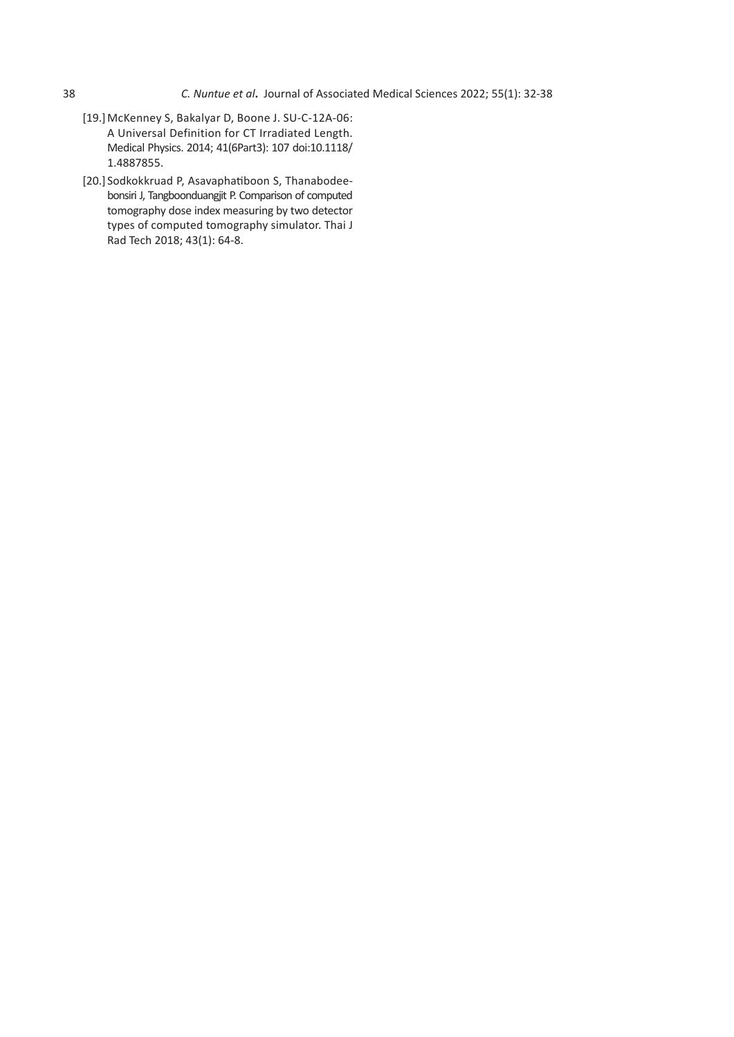[19.] McKenney S, Bakalyar D, Boone J. SU-C-12A-06: A Universal Definition for CT Irradiated Length. Medical Physics. 2014; 41(6Part3): 107 doi:10.1118/1.4887855.

[20.] Sodkokkruad P, Asavaphatiboon S, Thanabodeebonsiri J, Tangboonduangjit P. Comparison of computed tomography dose index measuring by two detector types of computed tomography simulator. Thai J Rad Tech 2018; 43(1): 64-8.